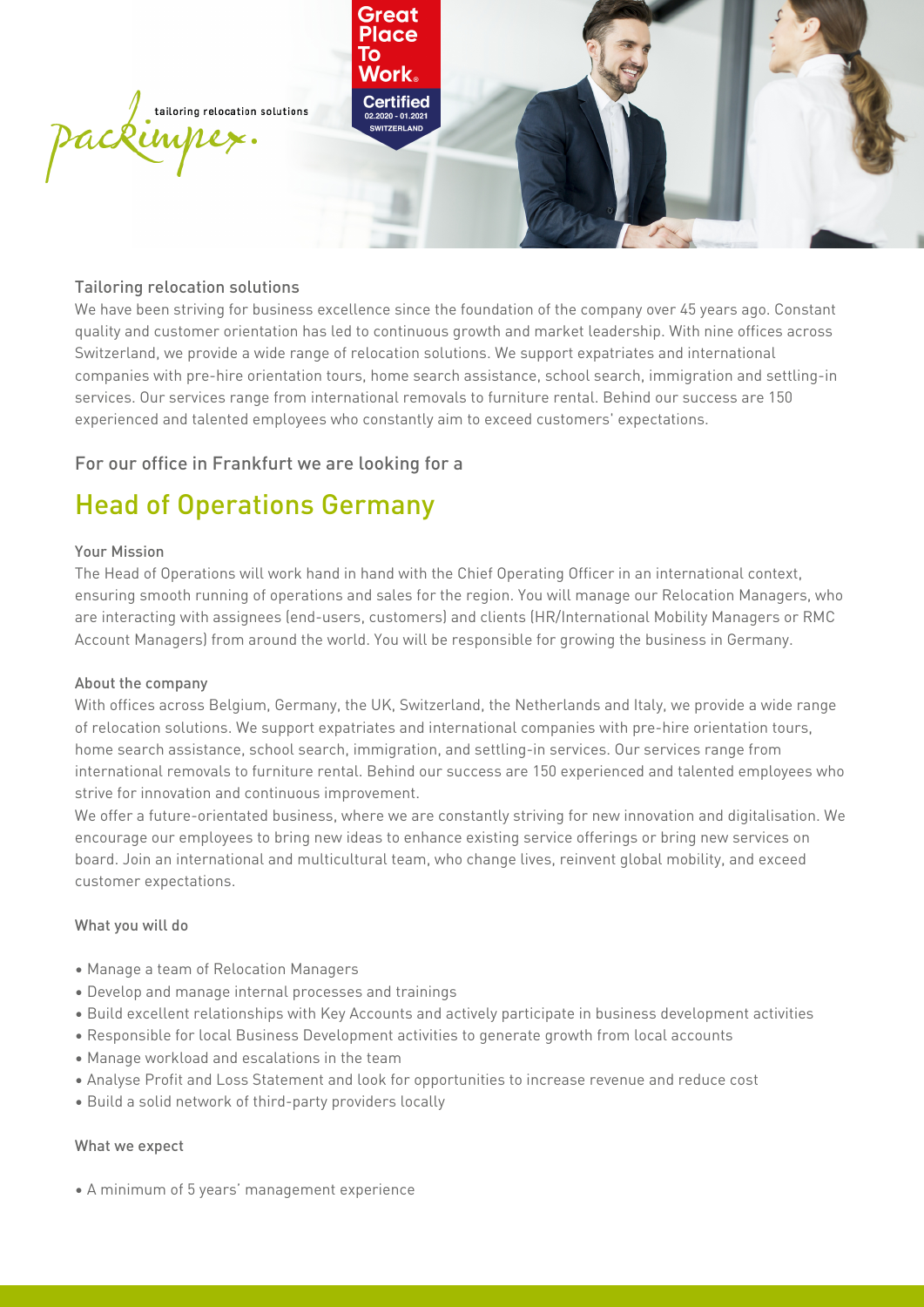packimpex. tailoring relocation solutions

Great Place To Work® Certified 02.2020 - 01.2021 SWITZERLAND

### Tailoring relocation solutions

We have been striving for business excellence since the foundation of the company over 45 years ago. Constant quality and customer orientation has led to continuous growth and market leadership. With nine offices across Switzerland, we provide a wide range of relocation solutions. We support expatriates and international companies with pre-hire orientation tours, home search assistance, school search, immigration and settling-in services. Our services range from international removals to furniture rental. Behind our success are 150 experienced and talented employees who constantly aim to exceed customers' expectations.

For our office in Frankfurt we are looking for a

# Head of Operations Germany

#### Your Mission

The Head of Operations will work hand in hand with the Chief Operating Officer in an international context, ensuring smooth running of operations and sales for the region. You will manage our Relocation Managers, who are interacting with assignees (end-users, customers) and clients (HR/International Mobility Managers or RMC Account Managers) from around the world. You will be responsible for growing the business in Germany.

#### About the company

With offices across Belgium, Germany, the UK, Switzerland, the Netherlands and Italy, we provide a wide range of relocation solutions. We support expatriates and international companies with pre-hire orientation tours, home search assistance, school search, immigration, and settling-in services. Our services range from international removals to furniture rental. Behind our success are 150 experienced and talented employees who strive for innovation and continuous improvement.

We offer a future-orientated business, where we are constantly striving for new innovation and digitalisation. We encourage our employees to bring new ideas to enhance existing service offerings or bring new services on board. Join an international and multicultural team, who change lives, reinvent global mobility, and exceed customer expectations.

#### What you will do

- Manage a team of Relocation Managers
- Develop and manage internal processes and trainings
- Build excellent relationships with Key Accounts and actively participate in business development activities
- Responsible for local Business Development activities to generate growth from local accounts
- Manage workload and escalations in the team
- Analyse Profit and Loss Statement and look for opportunities to increase revenue and reduce cost
- Build a solid network of third-party providers locally

#### What we expect

- A minimum of 5 years' management experience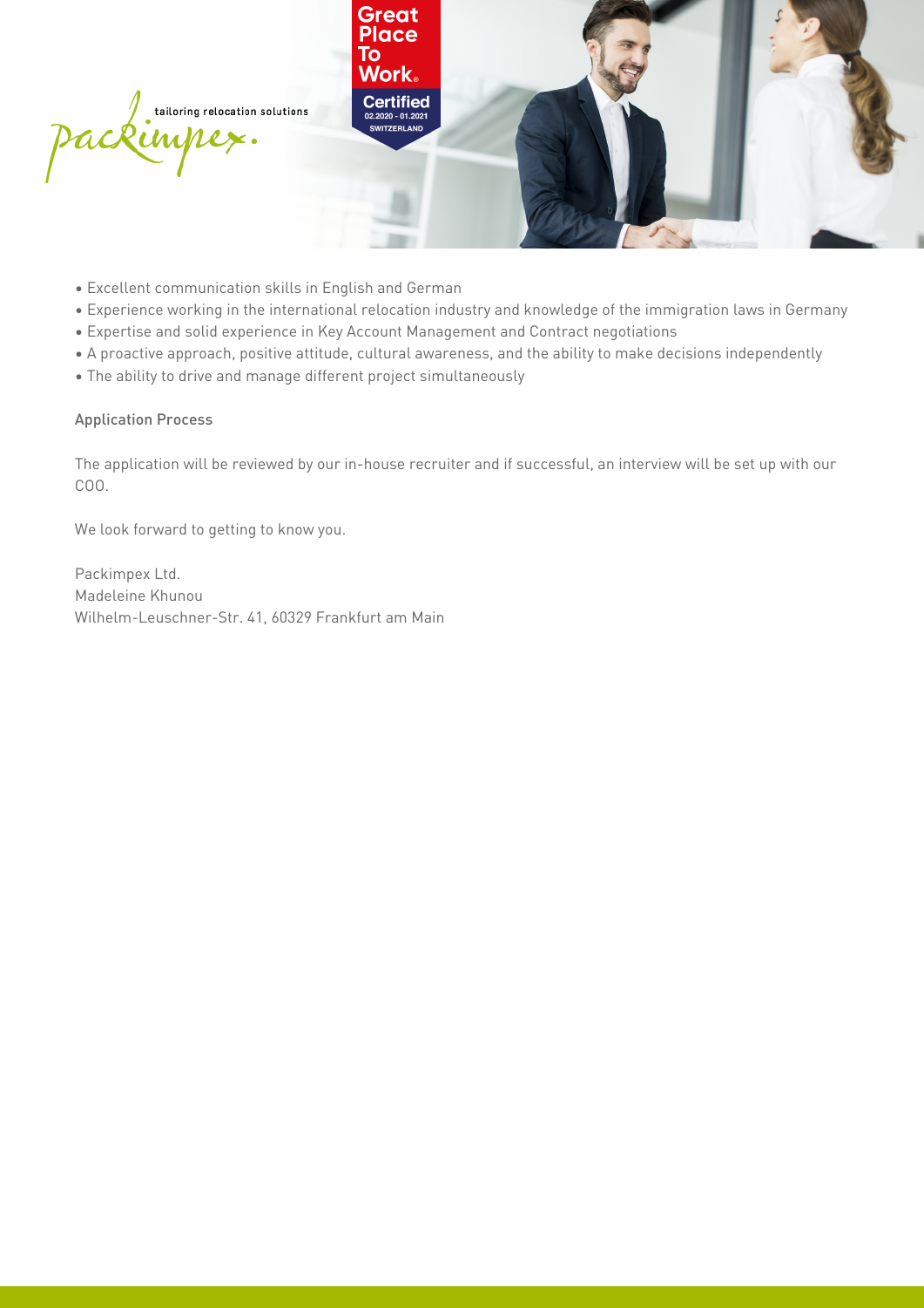- Excellent communication skills in English and German
- Experience working in the international relocation industry and knowledge of the immigration laws in Germany
- Expertise and solid experience in Key Account Management and Contract negotiations
- A proactive approach, positive attitude, cultural awareness, and the ability to make decisions independently
- The ability to drive and manage different project simultaneously

## Application Process

The application will be reviewed by our in-house recruiter and if successful, an interview will be set up with our COO.

We look forward to getting to know you.

Packimpex Ltd.
Madeleine Khunou
Wilhelm-Leuschner-Str. 41, 60329 Frankfurt am Main